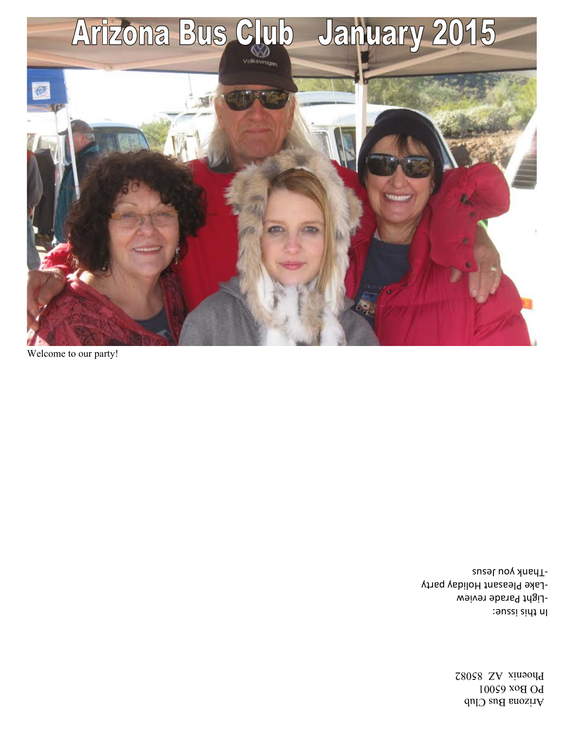# Arizona Bus Club January 2015

Welcome to our party!

In this issue:

-Light Parade review

-Lake Pleasant Holiday party

-Thank you Jesus

Arizona Bus Club
PO Box 65001
Phoenix AZ 85082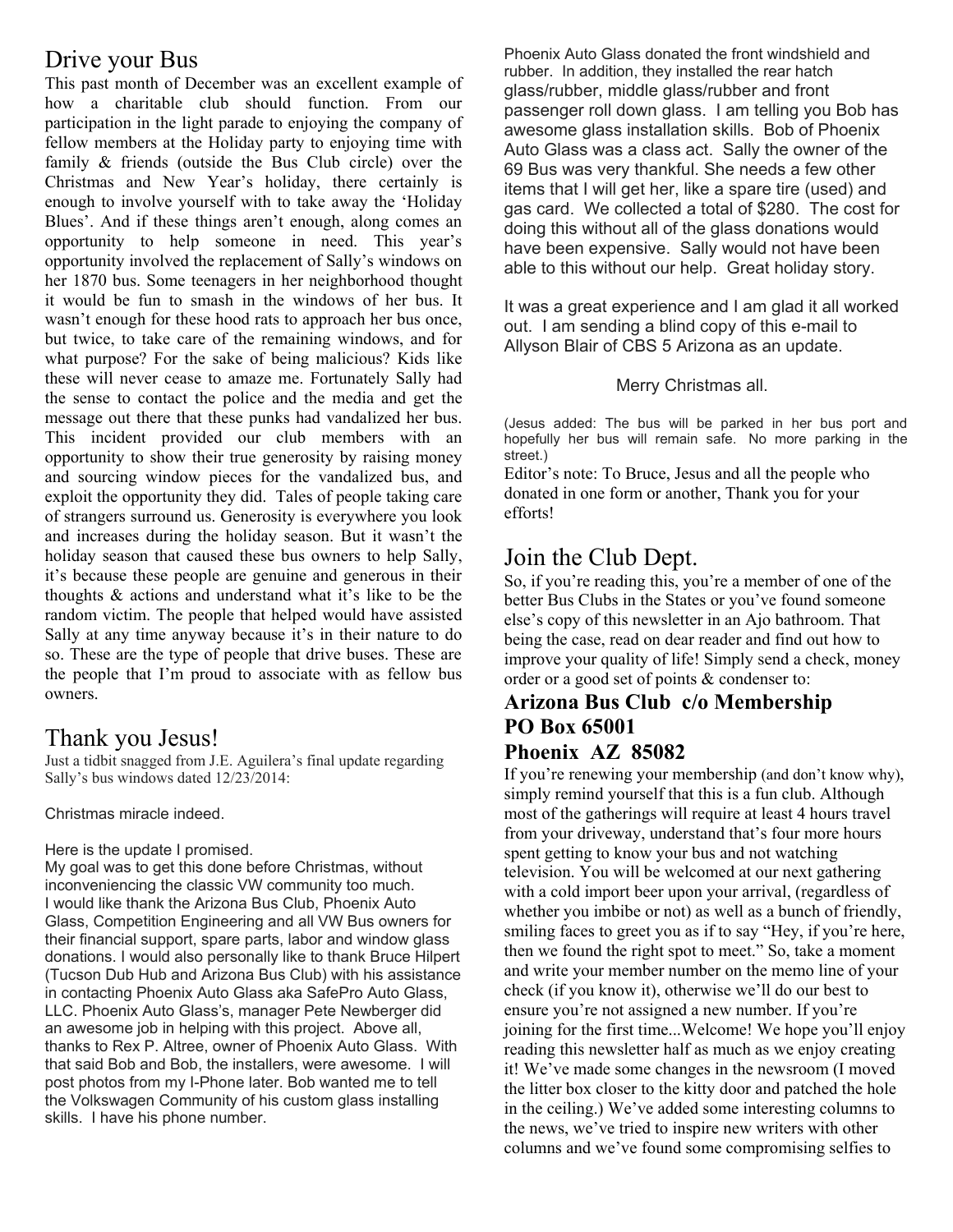## Drive your Bus

This past month of December was an excellent example of how a charitable club should function. From our participation in the light parade to enjoying the company of fellow members at the Holiday party to enjoying time with family & friends (outside the Bus Club circle) over the Christmas and New Year's holiday, there certainly is enough to involve yourself with to take away the 'Holiday Blues'. And if these things aren't enough, along comes an opportunity to help someone in need. This year's opportunity involved the replacement of Sally's windows on her 1870 bus. Some teenagers in her neighborhood thought it would be fun to smash in the windows of her bus. It wasn't enough for these hood rats to approach her bus once, but twice, to take care of the remaining windows, and for what purpose? For the sake of being malicious? Kids like these will never cease to amaze me. Fortunately Sally had the sense to contact the police and the media and get the message out there that these punks had vandalized her bus. This incident provided our club members with an opportunity to show their true generosity by raising money and sourcing window pieces for the vandalized bus, and exploit the opportunity they did. Tales of people taking care of strangers surround us. Generosity is everywhere you look and increases during the holiday season. But it wasn't the holiday season that caused these bus owners to help Sally, it's because these people are genuine and generous in their thoughts & actions and understand what it's like to be the random victim. The people that helped would have assisted Sally at any time anyway because it's in their nature to do so. These are the type of people that drive buses. These are the people that I'm proud to associate with as fellow bus owners.

## Thank you Jesus!

Just a tidbit snagged from J.E. Aguilera's final update regarding Sally's bus windows dated 12/23/2014:

Christmas miracle indeed.

Here is the update I promised.
My goal was to get this done before Christmas, without inconveniencing the classic VW community too much.
I would like thank the Arizona Bus Club, Phoenix Auto Glass, Competition Engineering and all VW Bus owners for their financial support, spare parts, labor and window glass donations. I would also personally like to thank Bruce Hilpert (Tucson Dub Hub and Arizona Bus Club) with his assistance in contacting Phoenix Auto Glass aka SafePro Auto Glass, LLC. Phoenix Auto Glass's, manager Pete Newberger did an awesome job in helping with this project. Above all, thanks to Rex P. Altree, owner of Phoenix Auto Glass. With that said Bob and Bob, the installers, were awesome. I will post photos from my I-Phone later. Bob wanted me to tell the Volkswagen Community of his custom glass installing skills. I have his phone number.

Phoenix Auto Glass donated the front windshield and rubber. In addition, they installed the rear hatch glass/rubber, middle glass/rubber and front passenger roll down glass. I am telling you Bob has awesome glass installation skills. Bob of Phoenix Auto Glass was a class act. Sally the owner of the 69 Bus was very thankful. She needs a few other items that I will get her, like a spare tire (used) and gas card. We collected a total of $280. The cost for doing this without all of the glass donations would have been expensive. Sally would not have been able to this without our help. Great holiday story.

It was a great experience and I am glad it all worked out. I am sending a blind copy of this e-mail to Allyson Blair of CBS 5 Arizona as an update.

Merry Christmas all.

(Jesus added: The bus will be parked in her bus port and hopefully her bus will remain safe. No more parking in the street.)

Editor's note: To Bruce, Jesus and all the people who donated in one form or another, Thank you for your efforts!

## Join the Club Dept.

So, if you're reading this, you're a member of one of the better Bus Clubs in the States or you've found someone else's copy of this newsletter in an Ajo bathroom. That being the case, read on dear reader and find out how to improve your quality of life! Simply send a check, money order or a good set of points & condenser to:

**Arizona Bus Club c/o Membership**
**PO Box 65001**
**Phoenix AZ 85082**

If you're renewing your membership (and don't know why), simply remind yourself that this is a fun club. Although most of the gatherings will require at least 4 hours travel from your driveway, understand that's four more hours spent getting to know your bus and not watching television. You will be welcomed at our next gathering with a cold import beer upon your arrival, (regardless of whether you imbibe or not) as well as a bunch of friendly, smiling faces to greet you as if to say "Hey, if you're here, then we found the right spot to meet." So, take a moment and write your member number on the memo line of your check (if you know it), otherwise we'll do our best to ensure you're not assigned a new number. If you're joining for the first time...Welcome! We hope you'll enjoy reading this newsletter half as much as we enjoy creating it! We've made some changes in the newsroom (I moved the litter box closer to the kitty door and patched the hole in the ceiling.) We've added some interesting columns to the news, we've tried to inspire new writers with other columns and we've found some compromising selfies to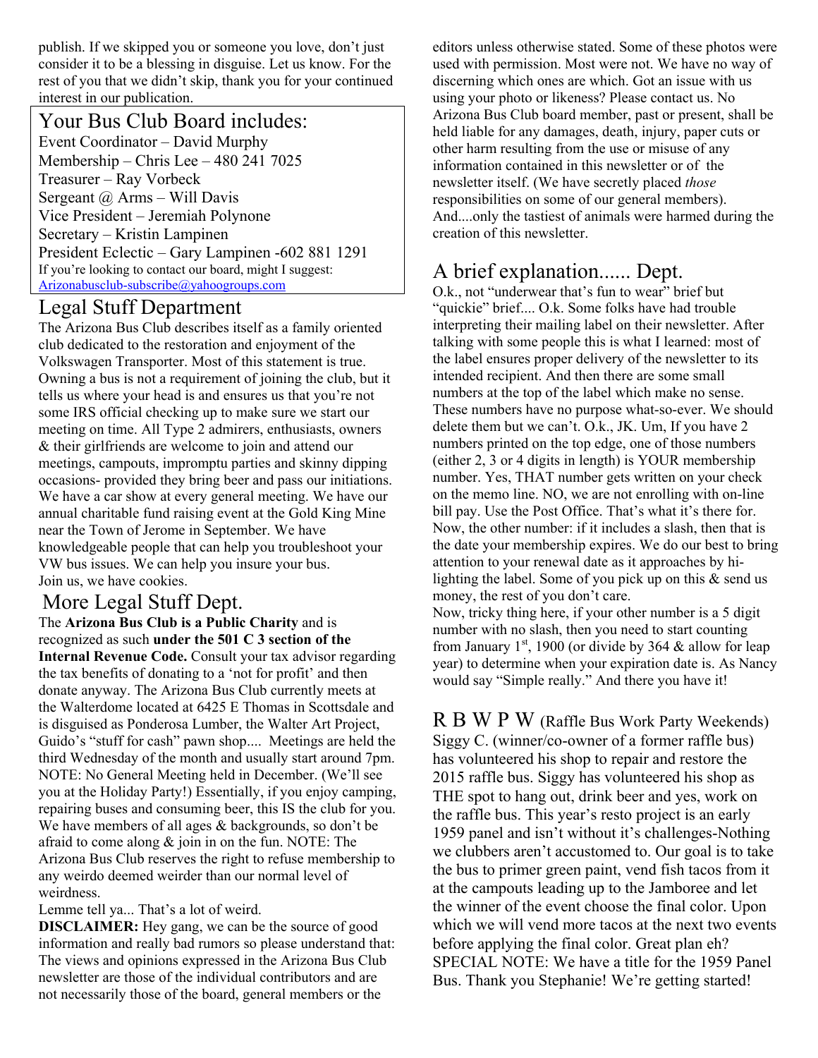publish. If we skipped you or someone you love, don't just consider it to be a blessing in disguise. Let us know. For the rest of you that we didn't skip, thank you for your continued interest in our publication.

## Your Bus Club Board includes:

Event Coordinator – David Murphy
Membership – Chris Lee – 480 241 7025
Treasurer – Ray Vorbeck
Sergeant @ Arms – Will Davis
Vice President – Jeremiah Polynone
Secretary – Kristin Lampinen
President Eclectic – Gary Lampinen -602 881 1291
If you're looking to contact our board, might I suggest: Arizonabusclub-subscribe@yahoogroups.com

## Legal Stuff Department

The Arizona Bus Club describes itself as a family oriented club dedicated to the restoration and enjoyment of the Volkswagen Transporter. Most of this statement is true. Owning a bus is not a requirement of joining the club, but it tells us where your head is and ensures us that you're not some IRS official checking up to make sure we start our meeting on time. All Type 2 admirers, enthusiasts, owners & their girlfriends are welcome to join and attend our meetings, campouts, impromptu parties and skinny dipping occasions- provided they bring beer and pass our initiations. We have a car show at every general meeting. We have our annual charitable fund raising event at the Gold King Mine near the Town of Jerome in September. We have knowledgeable people that can help you troubleshoot your VW bus issues. We can help you insure your bus.
Join us, we have cookies.

## More Legal Stuff Dept.

The **Arizona Bus Club is a Public Charity** and is recognized as such **under the 501 C 3 section of the Internal Revenue Code.** Consult your tax advisor regarding the tax benefits of donating to a 'not for profit' and then donate anyway. The Arizona Bus Club currently meets at the Walterdome located at 6425 E Thomas in Scottsdale and is disguised as Ponderosa Lumber, the Walter Art Project, Guido's "stuff for cash" pawn shop.... Meetings are held the third Wednesday of the month and usually start around 7pm. NOTE: No General Meeting held in December. (We'll see you at the Holiday Party!) Essentially, if you enjoy camping, repairing buses and consuming beer, this IS the club for you. We have members of all ages & backgrounds, so don't be afraid to come along & join in on the fun. NOTE: The Arizona Bus Club reserves the right to refuse membership to any weirdo deemed weirder than our normal level of weirdness.
Lemme tell ya... That's a lot of weird.

**DISCLAIMER:** Hey gang, we can be the source of good information and really bad rumors so please understand that: The views and opinions expressed in the Arizona Bus Club newsletter are those of the individual contributors and are not necessarily those of the board, general members or the editors unless otherwise stated. Some of these photos were used with permission. Most were not. We have no way of discerning which ones are which. Got an issue with us using your photo or likeness? Please contact us. No Arizona Bus Club board member, past or present, shall be held liable for any damages, death, injury, paper cuts or other harm resulting from the use or misuse of any information contained in this newsletter or of the newsletter itself. (We have secretly placed *those* responsibilities on some of our general members). And....only the tastiest of animals were harmed during the creation of this newsletter.

## A brief explanation...... Dept.

O.k., not "underwear that's fun to wear" brief but "quickie" brief.... O.k. Some folks have had trouble interpreting their mailing label on their newsletter. After talking with some people this is what I learned: most of the label ensures proper delivery of the newsletter to its intended recipient. And then there are some small numbers at the top of the label which make no sense. These numbers have no purpose what-so-ever. We should delete them but we can't. O.k., JK. Um, If you have 2 numbers printed on the top edge, one of those numbers (either 2, 3 or 4 digits in length) is YOUR membership number. Yes, THAT number gets written on your check on the memo line. NO, we are not enrolling with on-line bill pay. Use the Post Office. That's what it's there for. Now, the other number: if it includes a slash, then that is the date your membership expires. We do our best to bring attention to your renewal date as it approaches by hi-lighting the label. Some of you pick up on this & send us money, the rest of you don't care.
Now, tricky thing here, if your other number is a 5 digit number with no slash, then you need to start counting from January 1st, 1900 (or divide by 364 & allow for leap year) to determine when your expiration date is. As Nancy would say "Simple really." And there you have it!

## R B W P W (Raffle Bus Work Party Weekends)

Siggy C. (winner/co-owner of a former raffle bus) has volunteered his shop to repair and restore the 2015 raffle bus. Siggy has volunteered his shop as THE spot to hang out, drink beer and yes, work on the raffle bus. This year's resto project is an early 1959 panel and isn't without it's challenges-Nothing we clubbers aren't accustomed to. Our goal is to take the bus to primer green paint, vend fish tacos from it at the campouts leading up to the Jamboree and let the winner of the event choose the final color. Upon which we will vend more tacos at the next two events before applying the final color. Great plan eh? SPECIAL NOTE: We have a title for the 1959 Panel Bus. Thank you Stephanie! We're getting started!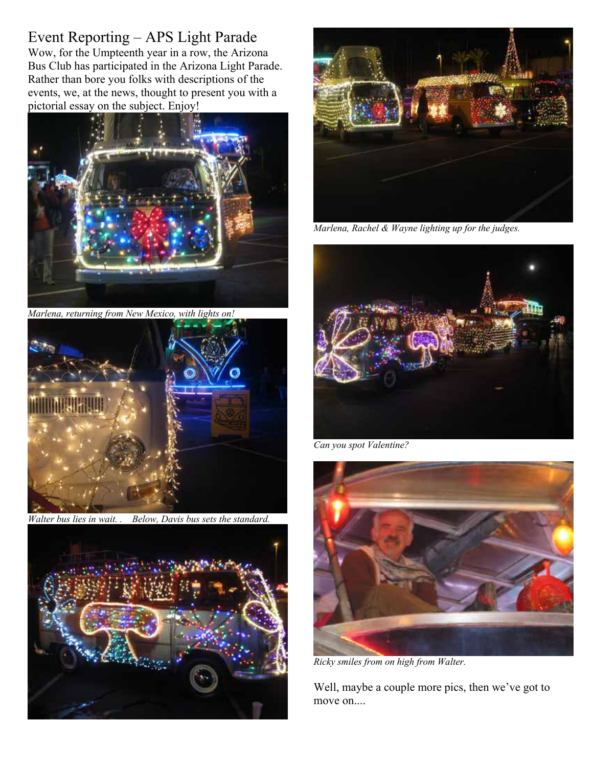## Event Reporting – APS Light Parade

Wow, for the Umpteenth year in a row, the Arizona Bus Club has participated in the Arizona Light Parade. Rather than bore you folks with descriptions of the events, we, at the news, thought to present you with a pictorial essay on the subject. Enjoy!

*Marlena, returning from New Mexico, with lights on!*

*Walter bus lies in wait. .   Below, Davis bus sets the standard.*

*Marlena, Rachel & Wayne lighting up for the judges.*

*Can you spot Valentine?*

*Ricky smiles from on high from Walter.*

Well, maybe a couple more pics, then we've got to move on....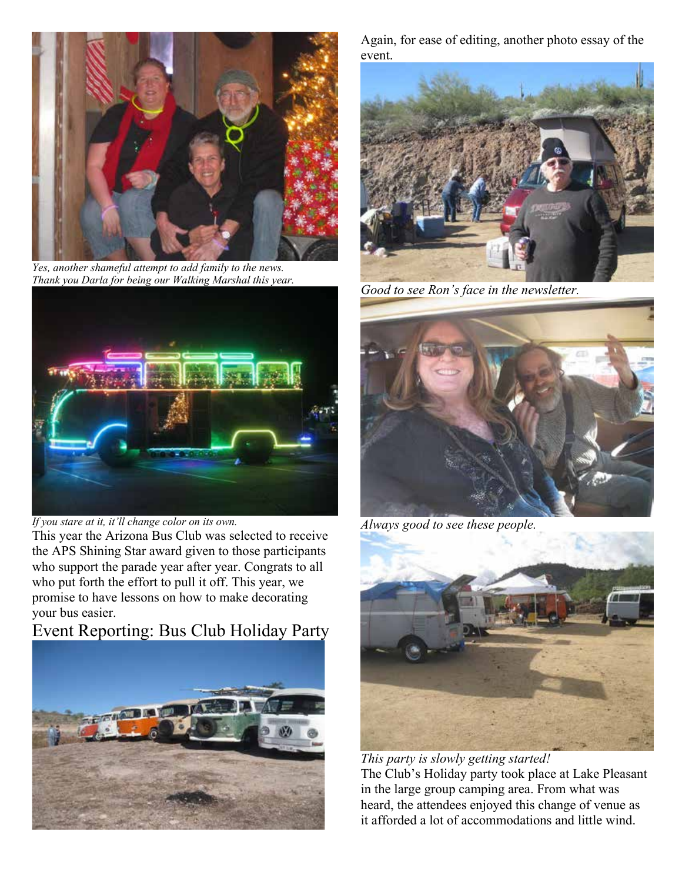*Yes, another shameful attempt to add family to the news. Thank you Darla for being our Walking Marshal this year.*

*If you stare at it, it'll change color on its own.*

This year the Arizona Bus Club was selected to receive the APS Shining Star award given to those participants who support the parade year after year. Congrats to all who put forth the effort to pull it off. This year, we promise to have lessons on how to make decorating your bus easier.

## Event Reporting: Bus Club Holiday Party

Again, for ease of editing, another photo essay of the event.

*Good to see Ron's face in the newsletter.*

*Always good to see these people.*

*This party is slowly getting started!*

The Club's Holiday party took place at Lake Pleasant in the large group camping area. From what was heard, the attendees enjoyed this change of venue as it afforded a lot of accommodations and little wind.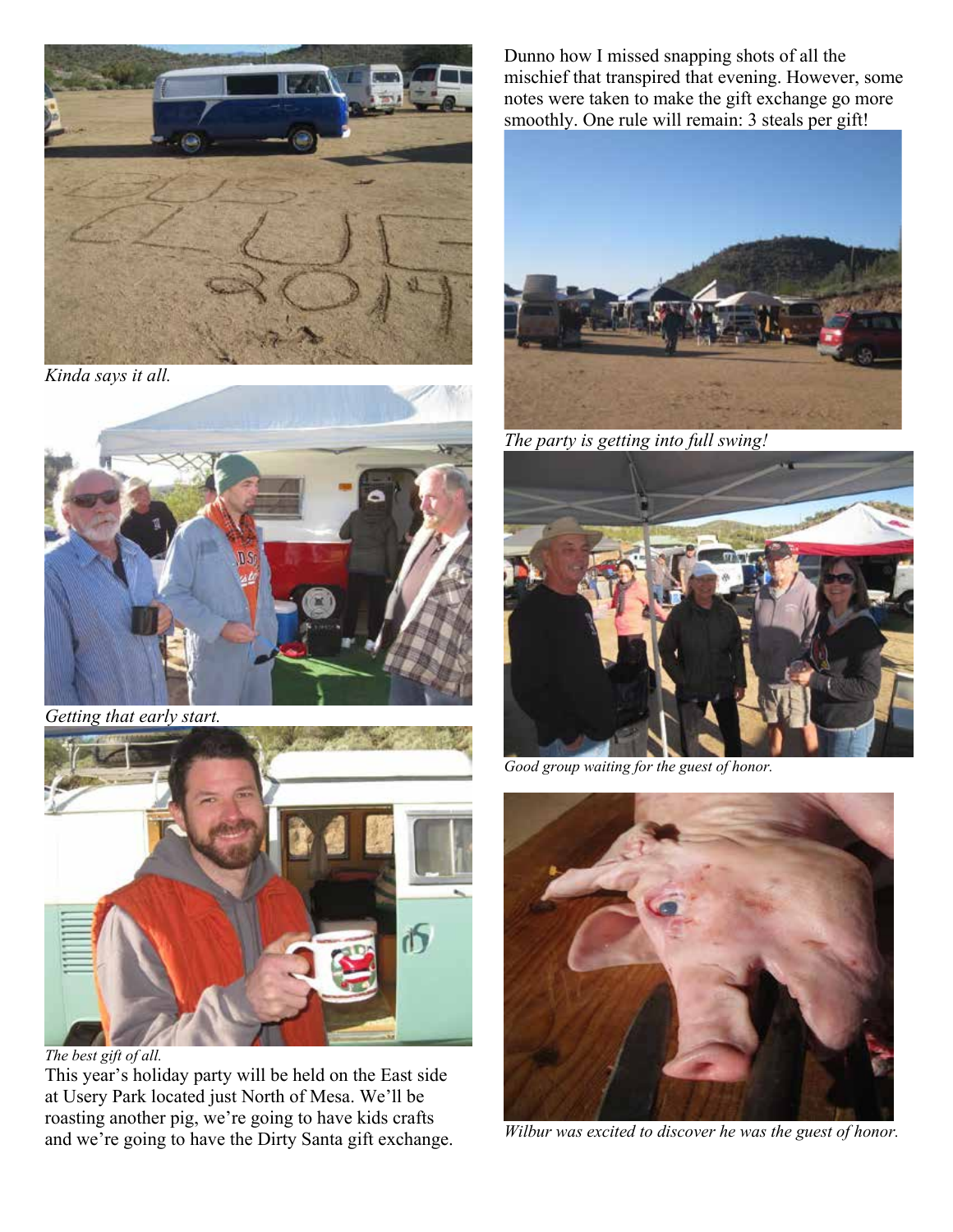*Kinda says it all.*

*Getting that early start.*

*The best gift of all.*

This year's holiday party will be held on the East side at Usery Park located just North of Mesa. We'll be roasting another pig, we're going to have kids crafts and we're going to have the Dirty Santa gift exchange.

Dunno how I missed snapping shots of all the mischief that transpired that evening. However, some notes were taken to make the gift exchange go more smoothly. One rule will remain: 3 steals per gift!

*The party is getting into full swing!*

*Good group waiting for the guest of honor.*

*Wilbur was excited to discover he was the guest of honor.*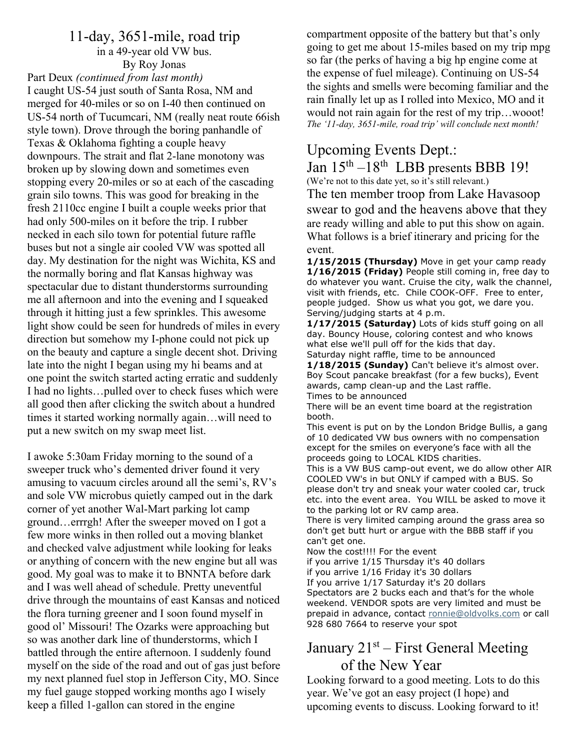# 11-day, 3651-mile, road trip

in a 49-year old VW bus.

By Roy Jonas

Part Deux *(continued from last month)*

I caught US-54 just south of Santa Rosa, NM and merged for 40-miles or so on I-40 then continued on US-54 north of Tucumcari, NM (really neat route 66ish style town). Drove through the boring panhandle of Texas & Oklahoma fighting a couple heavy downpours. The strait and flat 2-lane monotony was broken up by slowing down and sometimes even stopping every 20-miles or so at each of the cascading grain silo towns. This was good for breaking in the fresh 2110cc engine I built a couple weeks prior that had only 500-miles on it before the trip. I rubber necked in each silo town for potential future raffle buses but not a single air cooled VW was spotted all day. My destination for the night was Wichita, KS and the normally boring and flat Kansas highway was spectacular due to distant thunderstorms surrounding me all afternoon and into the evening and I squeaked through it hitting just a few sprinkles. This awesome light show could be seen for hundreds of miles in every direction but somehow my I-phone could not pick up on the beauty and capture a single decent shot. Driving late into the night I began using my hi beams and at one point the switch started acting erratic and suddenly I had no lights…pulled over to check fuses which were all good then after clicking the switch about a hundred times it started working normally again…will need to put a new switch on my swap meet list.

I awoke 5:30am Friday morning to the sound of a sweeper truck who's demented driver found it very amusing to vacuum circles around all the semi's, RV's and sole VW microbus quietly camped out in the dark corner of yet another Wal-Mart parking lot camp ground…errrgh! After the sweeper moved on I got a few more winks in then rolled out a moving blanket and checked valve adjustment while looking for leaks or anything of concern with the new engine but all was good. My goal was to make it to BNNTA before dark and I was well ahead of schedule. Pretty uneventful drive through the mountains of east Kansas and noticed the flora turning greener and I soon found myself in good ol' Missouri! The Ozarks were approaching but so was another dark line of thunderstorms, which I battled through the entire afternoon. I suddenly found myself on the side of the road and out of gas just before my next planned fuel stop in Jefferson City, MO. Since my fuel gauge stopped working months ago I wisely keep a filled 1-gallon can stored in the engine compartment opposite of the battery but that's only going to get me about 15-miles based on my trip mpg so far (the perks of having a big hp engine come at the expense of fuel mileage). Continuing on US-54 the sights and smells were becoming familiar and the rain finally let up as I rolled into Mexico, MO and it would not rain again for the rest of my trip…wooot!

*The '11-day, 3651-mile, road trip' will conclude next month!*

## Upcoming Events Dept.:

## Jan 15th –18th LBB presents BBB 19!

(We're not to this date yet, so it's still relevant.)

The ten member troop from Lake Havasoop swear to god and the heavens above that they are ready willing and able to put this show on again. What follows is a brief itinerary and pricing for the event.

**1/15/2015 (Thursday)** Move in get your camp ready

**1/16/2015 (Friday)** People still coming in, free day to do whatever you want. Cruise the city, walk the channel, visit with friends, etc. Chile COOK-OFF. Free to enter, people judged. Show us what you got, we dare you. Serving/judging starts at 4 p.m.

**1/17/2015 (Saturday)** Lots of kids stuff going on all day. Bouncy House, coloring contest and who knows what else we'll pull off for the kids that day.
Saturday night raffle, time to be announced

**1/18/2015 (Sunday)** Can't believe it's almost over. Boy Scout pancake breakfast (for a few bucks), Event awards, camp clean-up and the Last raffle.
Times to be announced

There will be an event time board at the registration booth.

This event is put on by the London Bridge Bullis, a gang of 10 dedicated VW bus owners with no compensation except for the smiles on everyone's face with all the proceeds going to LOCAL KIDS charities.

This is a VW BUS camp-out event, we do allow other AIR COOLED VW's in but ONLY if camped with a BUS. So please don't try and sneak your water cooled car, truck etc. into the event area. You WILL be asked to move it to the parking lot or RV camp area.

There is very limited camping around the grass area so don't get butt hurt or argue with the BBB staff if you can't get one.

Now the cost!!!! For the event
if you arrive 1/15 Thursday it's 40 dollars
if you arrive 1/16 Friday it's 30 dollars
If you arrive 1/17 Saturday it's 20 dollars
Spectators are 2 bucks each and that's for the whole weekend. VENDOR spots are very limited and must be prepaid in advance, contact ronnie@oldvolks.com or call 928 680 7664 to reserve your spot

## January 21st – First General Meeting of the New Year

Looking forward to a good meeting. Lots to do this year. We've got an easy project (I hope) and upcoming events to discuss. Looking forward to it!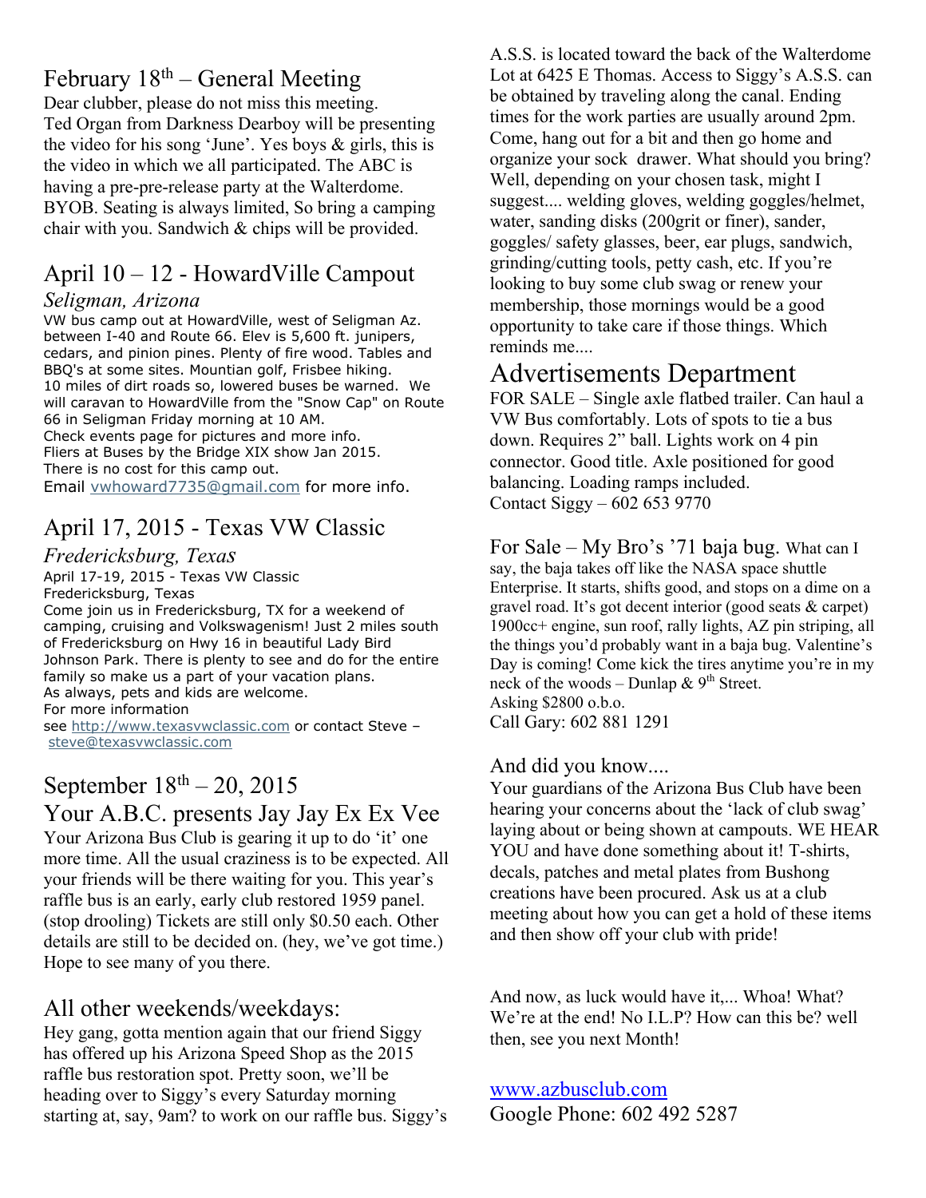## February 18th – General Meeting

Dear clubber, please do not miss this meeting. Ted Organ from Darkness Dearboy will be presenting the video for his song 'June'. Yes boys & girls, this is the video in which we all participated. The ABC is having a pre-pre-release party at the Walterdome. BYOB. Seating is always limited, So bring a camping chair with you. Sandwich & chips will be provided.

## April 10 – 12 - HowardVille Campout

*Seligman, Arizona*

VW bus camp out at HowardVille, west of Seligman Az. between I-40 and Route 66. Elev is 5,600 ft. junipers, cedars, and pinion pines. Plenty of fire wood. Tables and BBQ's at some sites. Mountian golf, Frisbee hiking. 10 miles of dirt roads so, lowered buses be warned. We will caravan to HowardVille from the "Snow Cap" on Route 66 in Seligman Friday morning at 10 AM.
Check events page for pictures and more info.
Fliers at Buses by the Bridge XIX show Jan 2015.
There is no cost for this camp out.
Email vwhoward7735@gmail.com for more info.

## April 17, 2015 - Texas VW Classic

*Fredericksburg, Texas*

April 17-19, 2015 - Texas VW Classic
Fredericksburg, Texas
Come join us in Fredericksburg, TX for a weekend of camping, cruising and Volkswagenism! Just 2 miles south of Fredericksburg on Hwy 16 in beautiful Lady Bird Johnson Park. There is plenty to see and do for the entire family so make us a part of your vacation plans.
As always, pets and kids are welcome.
For more information
see http://www.texasvwclassic.com or contact Steve – steve@texasvwclassic.com

## September 18th – 20, 2015

## Your A.B.C. presents Jay Jay Ex Ex Vee

Your Arizona Bus Club is gearing it up to do 'it' one more time. All the usual craziness is to be expected. All your friends will be there waiting for you. This year's raffle bus is an early, early club restored 1959 panel. (stop drooling) Tickets are still only $0.50 each. Other details are still to be decided on. (hey, we've got time.) Hope to see many of you there.

## All other weekends/weekdays:

Hey gang, gotta mention again that our friend Siggy has offered up his Arizona Speed Shop as the 2015 raffle bus restoration spot. Pretty soon, we'll be heading over to Siggy's every Saturday morning starting at, say, 9am? to work on our raffle bus. Siggy's A.S.S. is located toward the back of the Walterdome Lot at 6425 E Thomas. Access to Siggy's A.S.S. can be obtained by traveling along the canal. Ending times for the work parties are usually around 2pm. Come, hang out for a bit and then go home and organize your sock drawer. What should you bring? Well, depending on your chosen task, might I suggest.... welding gloves, welding goggles/helmet, water, sanding disks (200grit or finer), sander, goggles/ safety glasses, beer, ear plugs, sandwich, grinding/cutting tools, petty cash, etc. If you're looking to buy some club swag or renew your membership, those mornings would be a good opportunity to take care if those things. Which reminds me....

## Advertisements Department

FOR SALE – Single axle flatbed trailer. Can haul a VW Bus comfortably. Lots of spots to tie a bus down. Requires 2" ball. Lights work on 4 pin connector. Good title. Axle positioned for good balancing. Loading ramps included.
Contact Siggy – 602 653 9770

For Sale – My Bro's '71 baja bug. What can I say, the baja takes off like the NASA space shuttle Enterprise. It starts, shifts good, and stops on a dime on a gravel road. It's got decent interior (good seats & carpet) 1900cc+ engine, sun roof, rally lights, AZ pin striping, all the things you'd probably want in a baja bug. Valentine's Day is coming! Come kick the tires anytime you're in my neck of the woods – Dunlap & 9th Street.
Asking $2800 o.b.o.
Call Gary: 602 881 1291

### And did you know....

Your guardians of the Arizona Bus Club have been hearing your concerns about the 'lack of club swag' laying about or being shown at campouts. WE HEAR YOU and have done something about it! T-shirts, decals, patches and metal plates from Bushong creations have been procured. Ask us at a club meeting about how you can get a hold of these items and then show off your club with pride!

And now, as luck would have it,... Whoa! What? We're at the end! No I.L.P? How can this be? well then, see you next Month!

www.azbusclub.com
Google Phone: 602 492 5287